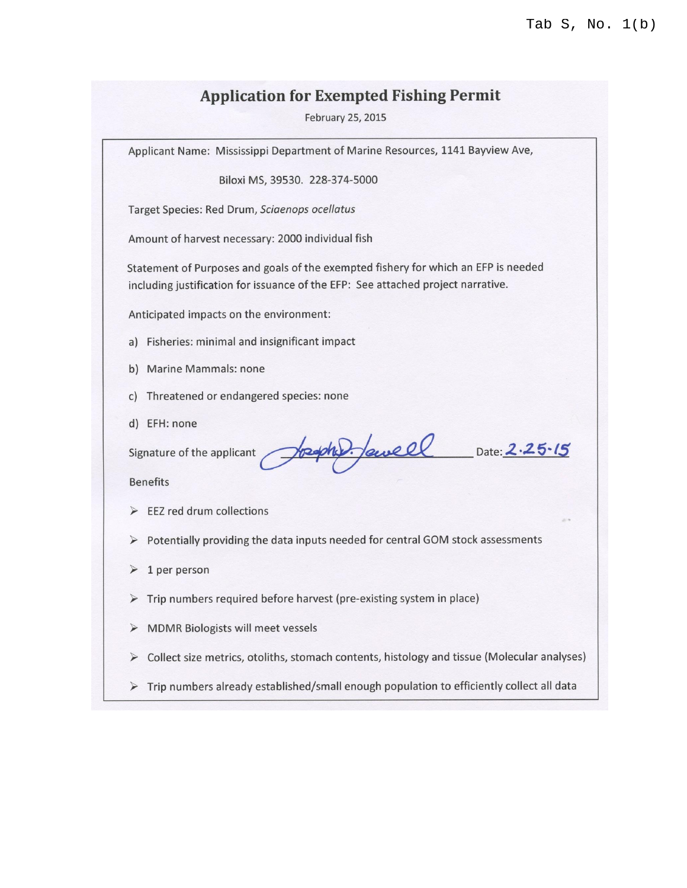Tab S, No. 1(b)

# Application for Exempted Fishing Permit

February 25, 2015

Applicant Name: Mississippi Department of Marine Resources, 1141 Bayview Ave, Biloxi MS, 39530. 228-374-5000

Target Species: Red Drum, *Sciaenops ocellatus*

Amount of harvest necessary: 2000 individual fish

Statement of Purposes and goals of the exempted fishery for which an EFP is needed including justification for issuance of the EFP: See attached project narrative.

Anticipated impacts on the environment:

a) Fisheries: minimal and insignificant impact
b) Marine Mammals: none
c) Threatened or endangered species: none
d) EFH: none

Signature of the applicant Joseph D. Jewell Date: 2.25.15

Benefits

- EEZ red drum collections
- Potentially providing the data inputs needed for central GOM stock assessments
- 1 per person
- Trip numbers required before harvest (pre-existing system in place)
- MDMR Biologists will meet vessels
- Collect size metrics, otoliths, stomach contents, histology and tissue (Molecular analyses)
- Trip numbers already established/small enough population to efficiently collect all data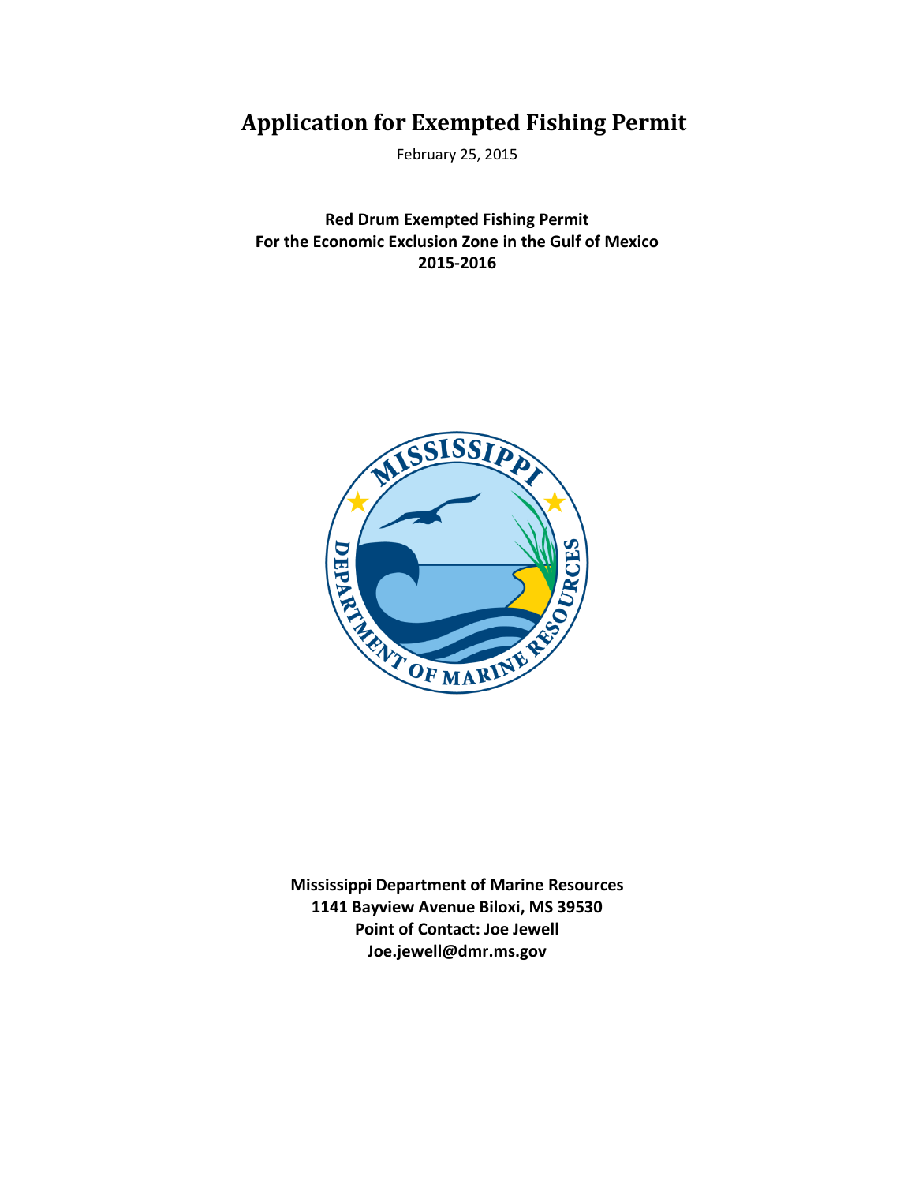# Application for Exempted Fishing Permit

February 25, 2015

**Red Drum Exempted Fishing Permit**
**For the Economic Exclusion Zone in the Gulf of Mexico**
**2015-2016**

**Mississippi Department of Marine Resources**
**1141 Bayview Avenue Biloxi, MS 39530**
**Point of Contact: Joe Jewell**
**Joe.jewell@dmr.ms.gov**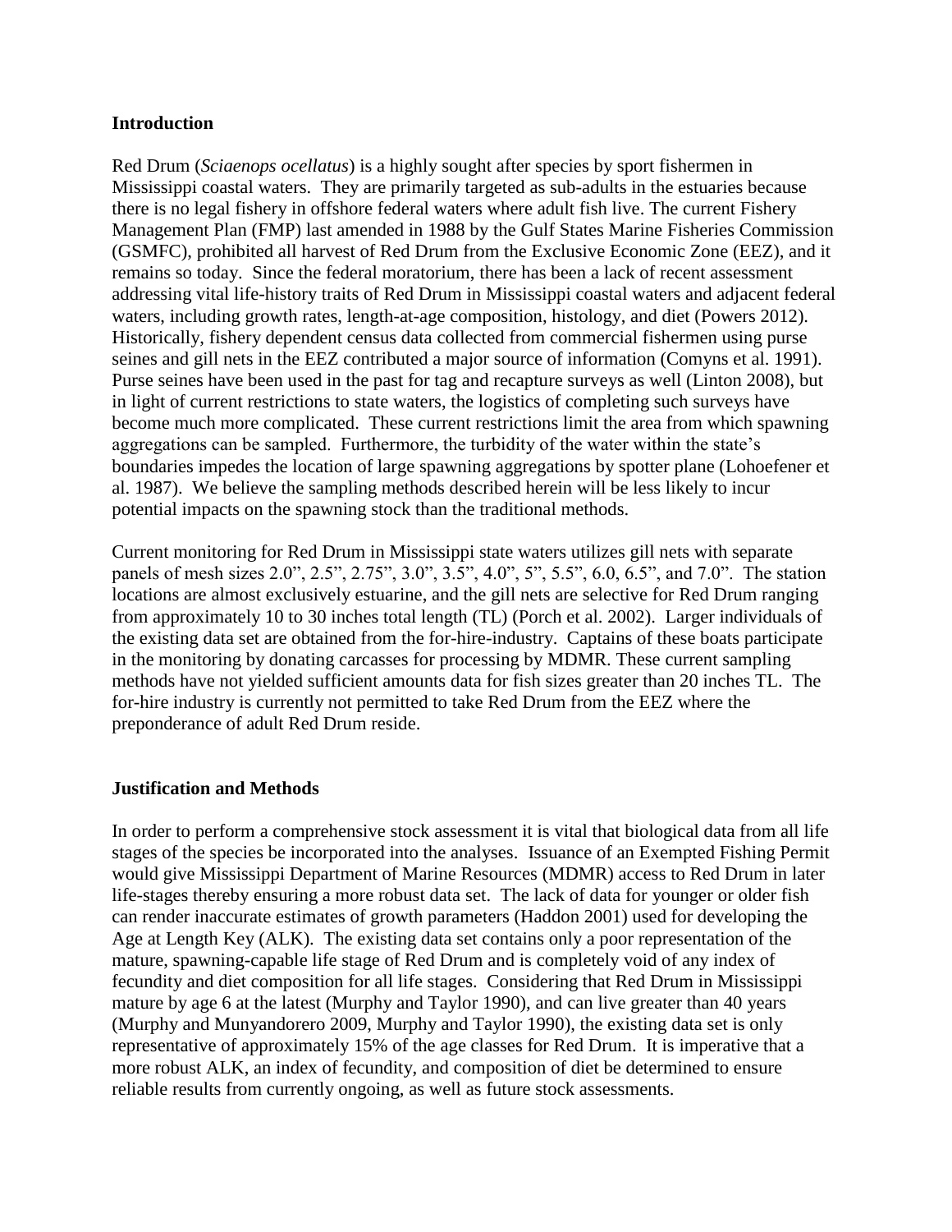## Introduction

Red Drum (*Sciaenops ocellatus*) is a highly sought after species by sport fishermen in Mississippi coastal waters. They are primarily targeted as sub-adults in the estuaries because there is no legal fishery in offshore federal waters where adult fish live. The current Fishery Management Plan (FMP) last amended in 1988 by the Gulf States Marine Fisheries Commission (GSMFC), prohibited all harvest of Red Drum from the Exclusive Economic Zone (EEZ), and it remains so today. Since the federal moratorium, there has been a lack of recent assessment addressing vital life-history traits of Red Drum in Mississippi coastal waters and adjacent federal waters, including growth rates, length-at-age composition, histology, and diet (Powers 2012). Historically, fishery dependent census data collected from commercial fishermen using purse seines and gill nets in the EEZ contributed a major source of information (Comyns et al. 1991). Purse seines have been used in the past for tag and recapture surveys as well (Linton 2008), but in light of current restrictions to state waters, the logistics of completing such surveys have become much more complicated. These current restrictions limit the area from which spawning aggregations can be sampled. Furthermore, the turbidity of the water within the state's boundaries impedes the location of large spawning aggregations by spotter plane (Lohoefener et al. 1987). We believe the sampling methods described herein will be less likely to incur potential impacts on the spawning stock than the traditional methods.

Current monitoring for Red Drum in Mississippi state waters utilizes gill nets with separate panels of mesh sizes 2.0", 2.5", 2.75", 3.0", 3.5", 4.0", 5", 5.5", 6.0, 6.5", and 7.0". The station locations are almost exclusively estuarine, and the gill nets are selective for Red Drum ranging from approximately 10 to 30 inches total length (TL) (Porch et al. 2002). Larger individuals of the existing data set are obtained from the for-hire-industry. Captains of these boats participate in the monitoring by donating carcasses for processing by MDMR. These current sampling methods have not yielded sufficient amounts data for fish sizes greater than 20 inches TL. The for-hire industry is currently not permitted to take Red Drum from the EEZ where the preponderance of adult Red Drum reside.

## Justification and Methods

In order to perform a comprehensive stock assessment it is vital that biological data from all life stages of the species be incorporated into the analyses. Issuance of an Exempted Fishing Permit would give Mississippi Department of Marine Resources (MDMR) access to Red Drum in later life-stages thereby ensuring a more robust data set. The lack of data for younger or older fish can render inaccurate estimates of growth parameters (Haddon 2001) used for developing the Age at Length Key (ALK). The existing data set contains only a poor representation of the mature, spawning-capable life stage of Red Drum and is completely void of any index of fecundity and diet composition for all life stages. Considering that Red Drum in Mississippi mature by age 6 at the latest (Murphy and Taylor 1990), and can live greater than 40 years (Murphy and Munyandorero 2009, Murphy and Taylor 1990), the existing data set is only representative of approximately 15% of the age classes for Red Drum. It is imperative that a more robust ALK, an index of fecundity, and composition of diet be determined to ensure reliable results from currently ongoing, as well as future stock assessments.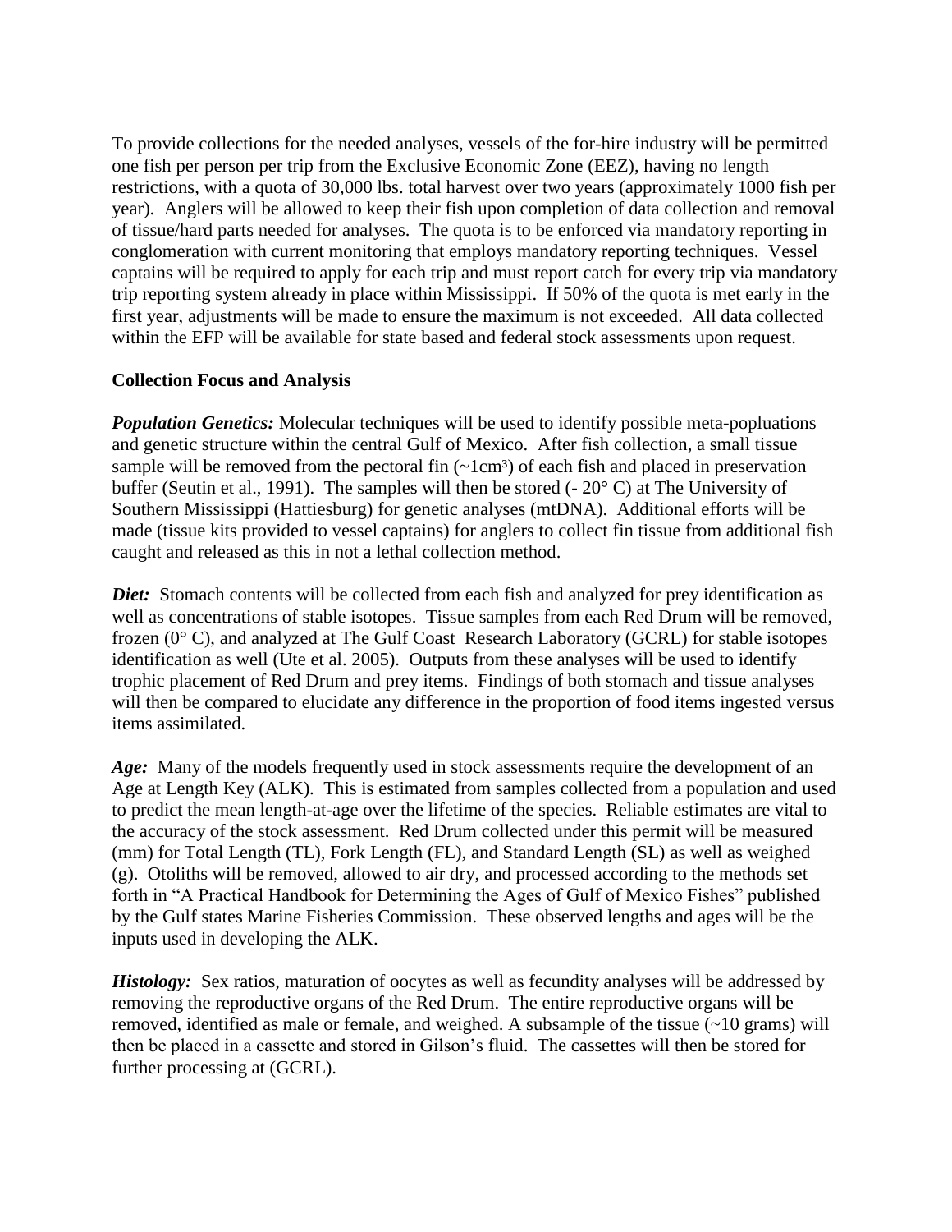To provide collections for the needed analyses, vessels of the for-hire industry will be permitted one fish per person per trip from the Exclusive Economic Zone (EEZ), having no length restrictions, with a quota of 30,000 lbs. total harvest over two years (approximately 1000 fish per year). Anglers will be allowed to keep their fish upon completion of data collection and removal of tissue/hard parts needed for analyses. The quota is to be enforced via mandatory reporting in conglomeration with current monitoring that employs mandatory reporting techniques. Vessel captains will be required to apply for each trip and must report catch for every trip via mandatory trip reporting system already in place within Mississippi. If 50% of the quota is met early in the first year, adjustments will be made to ensure the maximum is not exceeded. All data collected within the EFP will be available for state based and federal stock assessments upon request.

**Collection Focus and Analysis**

***Population Genetics:*** Molecular techniques will be used to identify possible meta-popluations and genetic structure within the central Gulf of Mexico. After fish collection, a small tissue sample will be removed from the pectoral fin (~1cm³) of each fish and placed in preservation buffer (Seutin et al., 1991). The samples will then be stored (- 20° C) at The University of Southern Mississippi (Hattiesburg) for genetic analyses (mtDNA). Additional efforts will be made (tissue kits provided to vessel captains) for anglers to collect fin tissue from additional fish caught and released as this in not a lethal collection method.

***Diet:*** Stomach contents will be collected from each fish and analyzed for prey identification as well as concentrations of stable isotopes. Tissue samples from each Red Drum will be removed, frozen (0° C), and analyzed at The Gulf Coast Research Laboratory (GCRL) for stable isotopes identification as well (Ute et al. 2005). Outputs from these analyses will be used to identify trophic placement of Red Drum and prey items. Findings of both stomach and tissue analyses will then be compared to elucidate any difference in the proportion of food items ingested versus items assimilated.

***Age:*** Many of the models frequently used in stock assessments require the development of an Age at Length Key (ALK). This is estimated from samples collected from a population and used to predict the mean length-at-age over the lifetime of the species. Reliable estimates are vital to the accuracy of the stock assessment. Red Drum collected under this permit will be measured (mm) for Total Length (TL), Fork Length (FL), and Standard Length (SL) as well as weighed (g). Otoliths will be removed, allowed to air dry, and processed according to the methods set forth in "A Practical Handbook for Determining the Ages of Gulf of Mexico Fishes" published by the Gulf states Marine Fisheries Commission. These observed lengths and ages will be the inputs used in developing the ALK.

***Histology:*** Sex ratios, maturation of oocytes as well as fecundity analyses will be addressed by removing the reproductive organs of the Red Drum. The entire reproductive organs will be removed, identified as male or female, and weighed. A subsample of the tissue (~10 grams) will then be placed in a cassette and stored in Gilson's fluid. The cassettes will then be stored for further processing at (GCRL).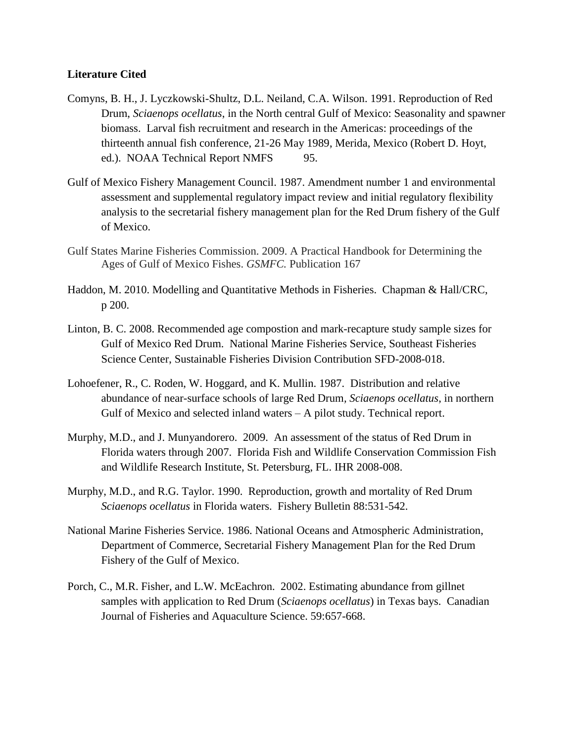**Literature Cited**

Comyns, B. H., J. Lyczkowski-Shultz, D.L. Neiland, C.A. Wilson. 1991. Reproduction of Red Drum, *Sciaenops ocellatus*, in the North central Gulf of Mexico: Seasonality and spawner biomass. Larval fish recruitment and research in the Americas: proceedings of the thirteenth annual fish conference, 21-26 May 1989, Merida, Mexico (Robert D. Hoyt, ed.). NOAA Technical Report NMFS 95.

Gulf of Mexico Fishery Management Council. 1987. Amendment number 1 and environmental assessment and supplemental regulatory impact review and initial regulatory flexibility analysis to the secretarial fishery management plan for the Red Drum fishery of the Gulf of Mexico.

Gulf States Marine Fisheries Commission. 2009. A Practical Handbook for Determining the Ages of Gulf of Mexico Fishes. *GSMFC.* Publication 167

Haddon, M. 2010. Modelling and Quantitative Methods in Fisheries. Chapman & Hall/CRC, p 200.

Linton, B. C. 2008. Recommended age compostion and mark-recapture study sample sizes for Gulf of Mexico Red Drum. National Marine Fisheries Service, Southeast Fisheries Science Center, Sustainable Fisheries Division Contribution SFD-2008-018.

Lohoefener, R., C. Roden, W. Hoggard, and K. Mullin. 1987. Distribution and relative abundance of near-surface schools of large Red Drum, *Sciaenops ocellatus*, in northern Gulf of Mexico and selected inland waters – A pilot study. Technical report.

Murphy, M.D., and J. Munyandorero. 2009. An assessment of the status of Red Drum in Florida waters through 2007. Florida Fish and Wildlife Conservation Commission Fish and Wildlife Research Institute, St. Petersburg, FL. IHR 2008-008.

Murphy, M.D., and R.G. Taylor. 1990. Reproduction, growth and mortality of Red Drum *Sciaenops ocellatus* in Florida waters. Fishery Bulletin 88:531-542.

National Marine Fisheries Service. 1986. National Oceans and Atmospheric Administration, Department of Commerce, Secretarial Fishery Management Plan for the Red Drum Fishery of the Gulf of Mexico.

Porch, C., M.R. Fisher, and L.W. McEachron. 2002. Estimating abundance from gillnet samples with application to Red Drum (*Sciaenops ocellatus*) in Texas bays. Canadian Journal of Fisheries and Aquaculture Science. 59:657-668.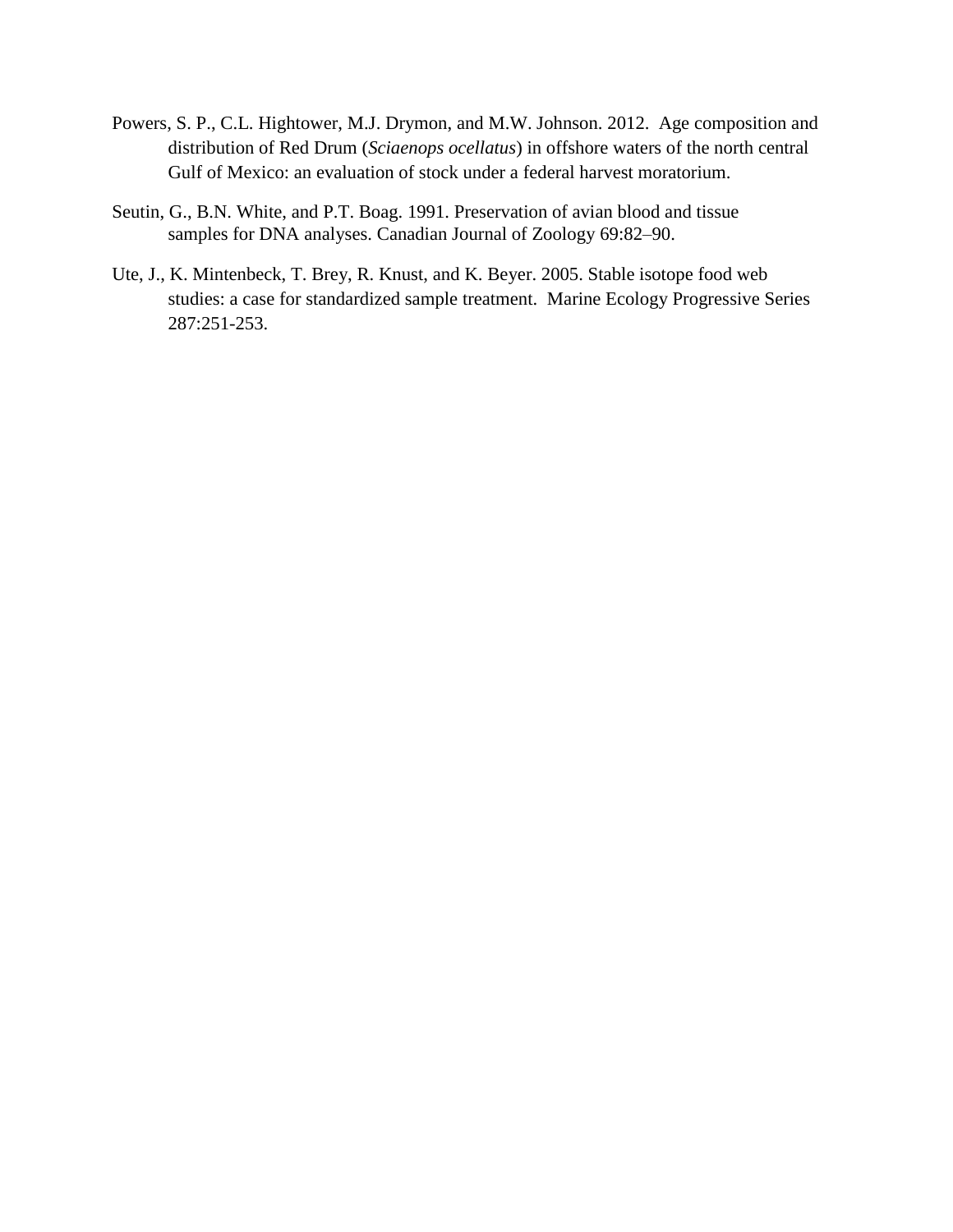Powers, S. P., C.L. Hightower, M.J. Drymon, and M.W. Johnson. 2012. Age composition and distribution of Red Drum (*Sciaenops ocellatus*) in offshore waters of the north central Gulf of Mexico: an evaluation of stock under a federal harvest moratorium.

Seutin, G., B.N. White, and P.T. Boag. 1991. Preservation of avian blood and tissue samples for DNA analyses. Canadian Journal of Zoology 69:82–90.

Ute, J., K. Mintenbeck, T. Brey, R. Knust, and K. Beyer. 2005. Stable isotope food web studies: a case for standardized sample treatment. Marine Ecology Progressive Series 287:251-253.